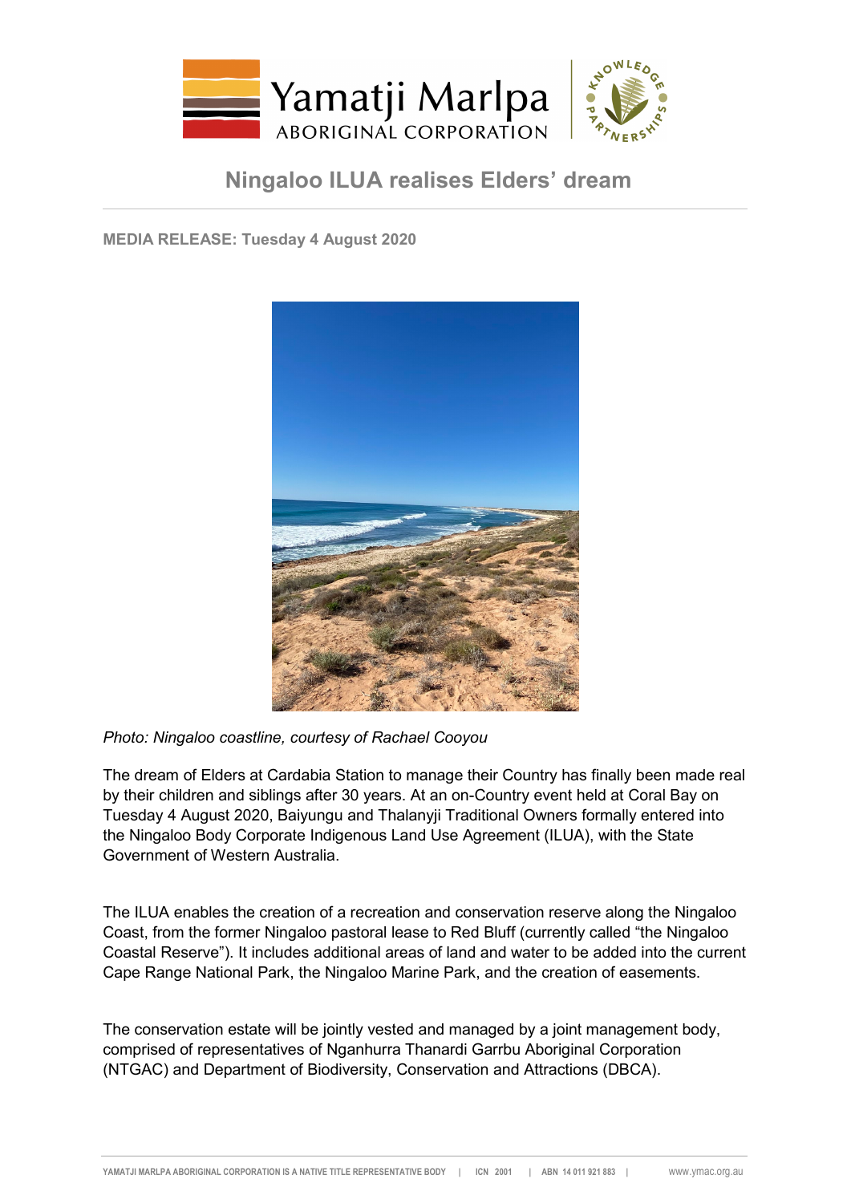# Ningaloo ILUA realises Elders' dream

**MEDIA RELEASE: Tuesday 4 August 2020**

*Photo: Ningaloo coastline, courtesy of Rachael Cooyou*

The dream of Elders at Cardabia Station to manage their Country has finally been made real by their children and siblings after 30 years. At an on-Country event held at Coral Bay on Tuesday 4 August 2020, Baiyungu and Thalanyji Traditional Owners formally entered into the Ningaloo Body Corporate Indigenous Land Use Agreement (ILUA), with the State Government of Western Australia.

The ILUA enables the creation of a recreation and conservation reserve along the Ningaloo Coast, from the former Ningaloo pastoral lease to Red Bluff (currently called "the Ningaloo Coastal Reserve"). It includes additional areas of land and water to be added into the current Cape Range National Park, the Ningaloo Marine Park, and the creation of easements.

The conservation estate will be jointly vested and managed by a joint management body, comprised of representatives of Nganhurra Thanardi Garrbu Aboriginal Corporation (NTGAC) and Department of Biodiversity, Conservation and Attractions (DBCA).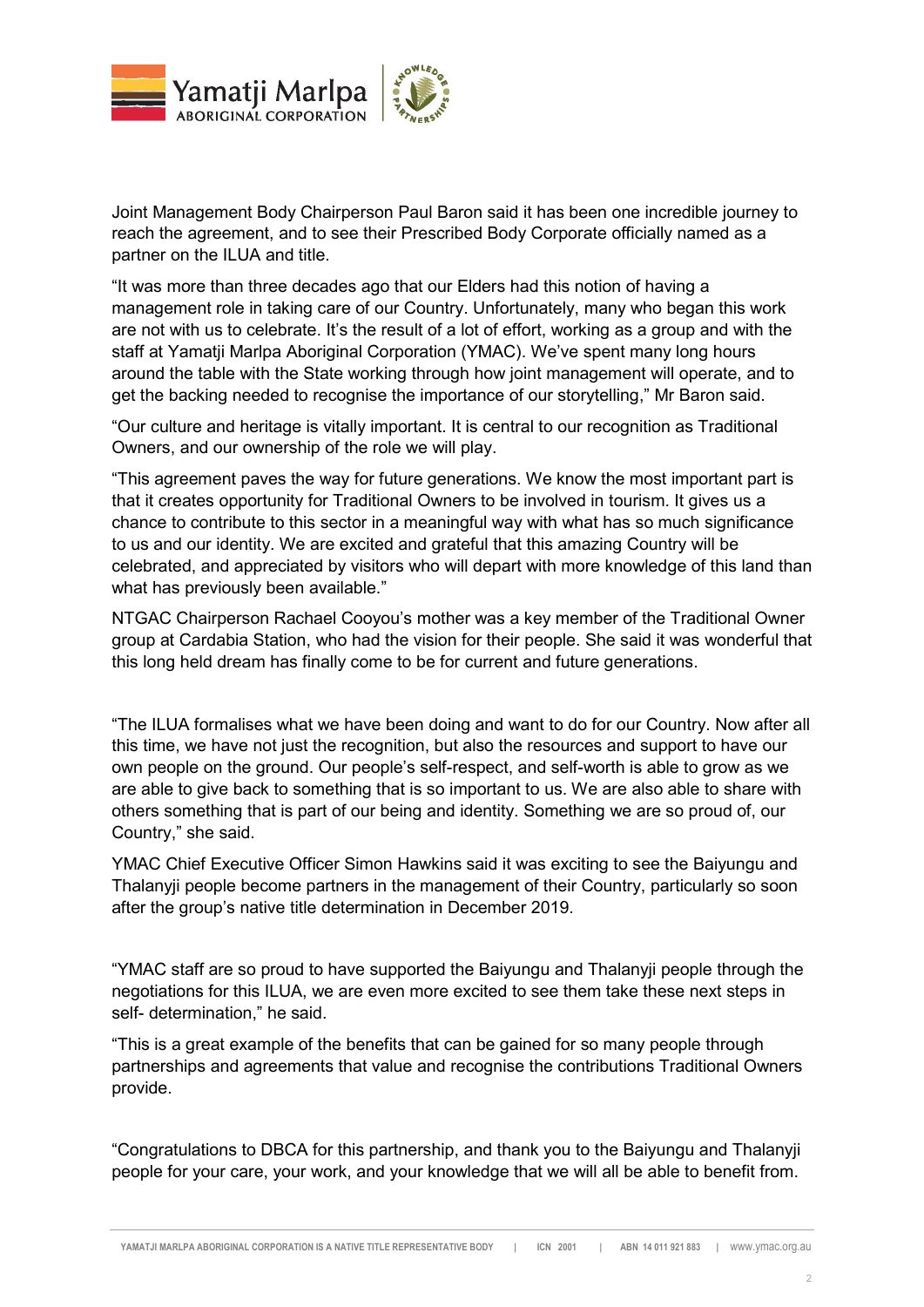Joint Management Body Chairperson Paul Baron said it has been one incredible journey to reach the agreement, and to see their Prescribed Body Corporate officially named as a partner on the ILUA and title.

“It was more than three decades ago that our Elders had this notion of having a management role in taking care of our Country. Unfortunately, many who began this work are not with us to celebrate. It’s the result of a lot of effort, working as a group and with the staff at Yamatji Marlpa Aboriginal Corporation (YMAC). We’ve spent many long hours around the table with the State working through how joint management will operate, and to get the backing needed to recognise the importance of our storytelling,” Mr Baron said.

“Our culture and heritage is vitally important. It is central to our recognition as Traditional Owners, and our ownership of the role we will play.

“This agreement paves the way for future generations. We know the most important part is that it creates opportunity for Traditional Owners to be involved in tourism. It gives us a chance to contribute to this sector in a meaningful way with what has so much significance to us and our identity. We are excited and grateful that this amazing Country will be celebrated, and appreciated by visitors who will depart with more knowledge of this land than what has previously been available.”

NTGAC Chairperson Rachael Cooyou’s mother was a key member of the Traditional Owner group at Cardabia Station, who had the vision for their people. She said it was wonderful that this long held dream has finally come to be for current and future generations.

“The ILUA formalises what we have been doing and want to do for our Country. Now after all this time, we have not just the recognition, but also the resources and support to have our own people on the ground. Our people’s self-respect, and self-worth is able to grow as we are able to give back to something that is so important to us. We are also able to share with others something that is part of our being and identity. Something we are so proud of, our Country,” she said.

YMAC Chief Executive Officer Simon Hawkins said it was exciting to see the Baiyungu and Thalanyji people become partners in the management of their Country, particularly so soon after the group’s native title determination in December 2019.

“YMAC staff are so proud to have supported the Baiyungu and Thalanyji people through the negotiations for this ILUA, we are even more excited to see them take these next steps in self- determination,” he said.

“This is a great example of the benefits that can be gained for so many people through partnerships and agreements that value and recognise the contributions Traditional Owners provide.

“Congratulations to DBCA for this partnership, and thank you to the Baiyungu and Thalanyji people for your care, your work, and your knowledge that we will all be able to benefit from.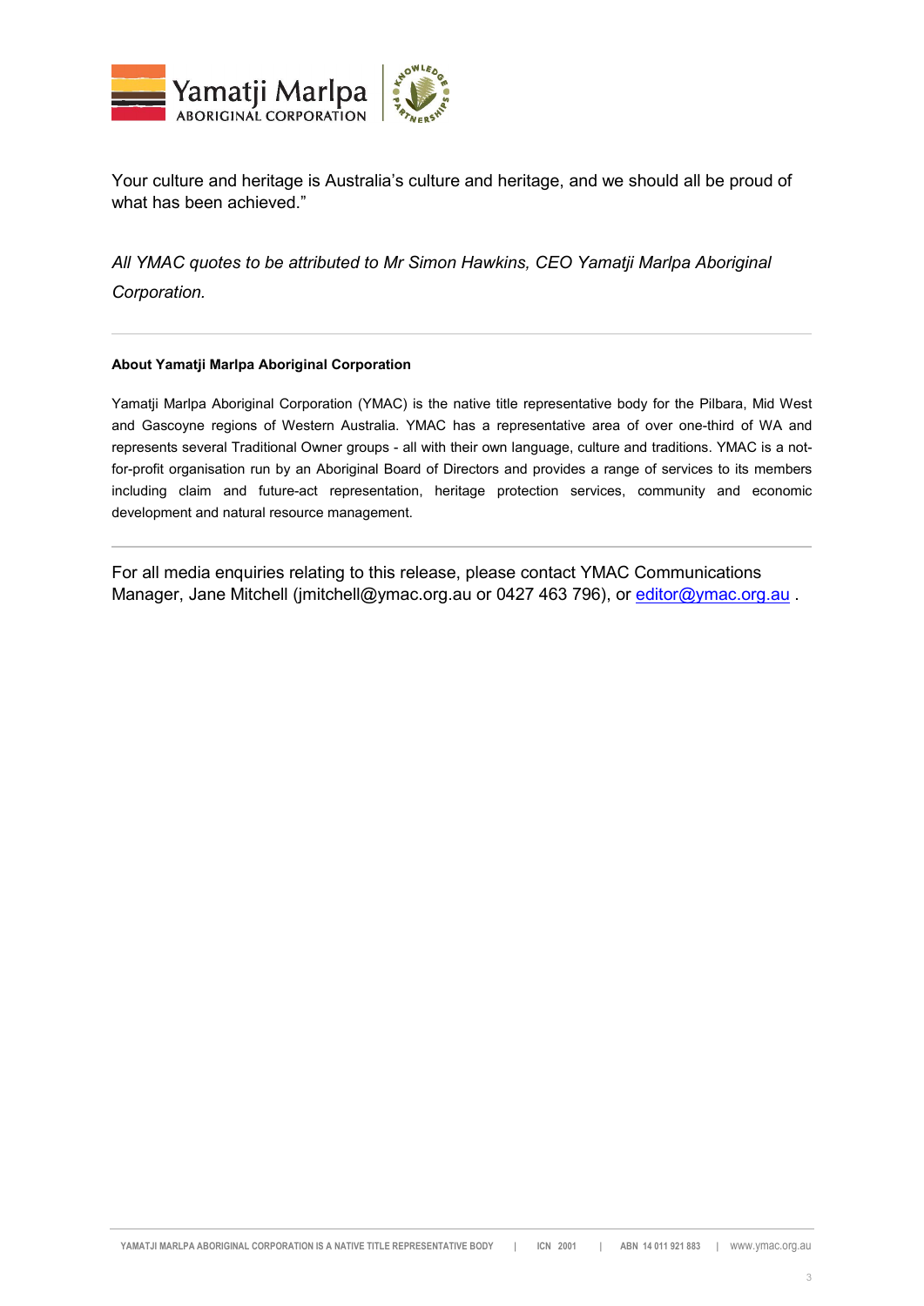Your culture and heritage is Australia's culture and heritage, and we should all be proud of what has been achieved."

*All YMAC quotes to be attributed to Mr Simon Hawkins, CEO Yamatji Marlpa Aboriginal Corporation.*

---

**About Yamatji Marlpa Aboriginal Corporation**

Yamatji Marlpa Aboriginal Corporation (YMAC) is the native title representative body for the Pilbara, Mid West and Gascoyne regions of Western Australia. YMAC has a representative area of over one-third of WA and represents several Traditional Owner groups - all with their own language, culture and traditions. YMAC is a not-for-profit organisation run by an Aboriginal Board of Directors and provides a range of services to its members including claim and future-act representation, heritage protection services, community and economic development and natural resource management.

---

For all media enquiries relating to this release, please contact YMAC Communications Manager, Jane Mitchell (jmitchell@ymac.org.au or 0427 463 796), or editor@ymac.org.au .